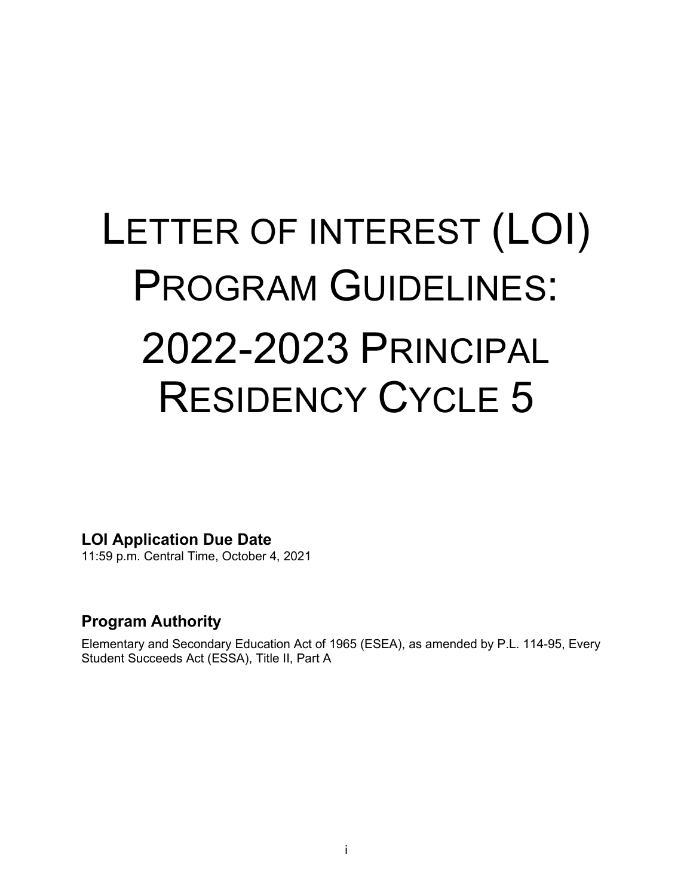# Letter of Interest (LOI) Program Guidelines: 2022-2023 Principal Residency Cycle 5

## LOI Application Due Date

11:59 p.m. Central Time, October 4, 2021

## Program Authority

Elementary and Secondary Education Act of 1965 (ESEA), as amended by P.L. 114-95, Every Student Succeeds Act (ESSA), Title II, Part A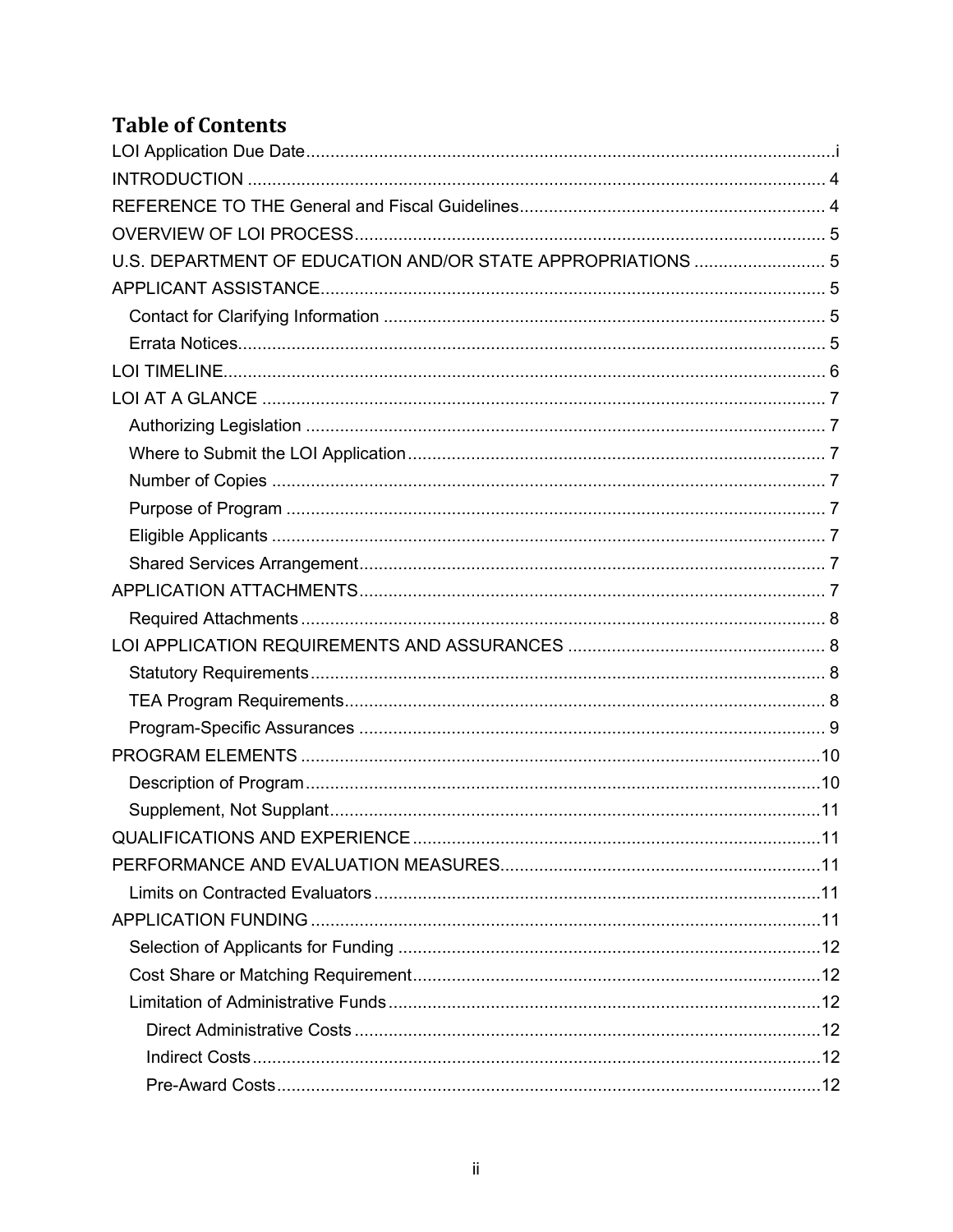# Table of Contents

- LOI Application Due Date ... i
- INTRODUCTION ... 4
- REFERENCE TO THE General and Fiscal Guidelines ... 4
- OVERVIEW OF LOI PROCESS ... 5
- U.S. DEPARTMENT OF EDUCATION AND/OR STATE APPROPRIATIONS ... 5
- APPLICANT ASSISTANCE ... 5
  - Contact for Clarifying Information ... 5
  - Errata Notices ... 5
- LOI TIMELINE ... 6
- LOI AT A GLANCE ... 7
  - Authorizing Legislation ... 7
  - Where to Submit the LOI Application ... 7
  - Number of Copies ... 7
  - Purpose of Program ... 7
  - Eligible Applicants ... 7
  - Shared Services Arrangement ... 7
- APPLICATION ATTACHMENTS ... 7
  - Required Attachments ... 8
- LOI APPLICATION REQUIREMENTS AND ASSURANCES ... 8
  - Statutory Requirements ... 8
  - TEA Program Requirements ... 8
  - Program-Specific Assurances ... 9
- PROGRAM ELEMENTS ... 10
  - Description of Program ... 10
  - Supplement, Not Supplant ... 11
- QUALIFICATIONS AND EXPERIENCE ... 11
- PERFORMANCE AND EVALUATION MEASURES ... 11
  - Limits on Contracted Evaluators ... 11
- APPLICATION FUNDING ... 11
  - Selection of Applicants for Funding ... 12
  - Cost Share or Matching Requirement ... 12
  - Limitation of Administrative Funds ... 12
    - Direct Administrative Costs ... 12
    - Indirect Costs ... 12
    - Pre-Award Costs ... 12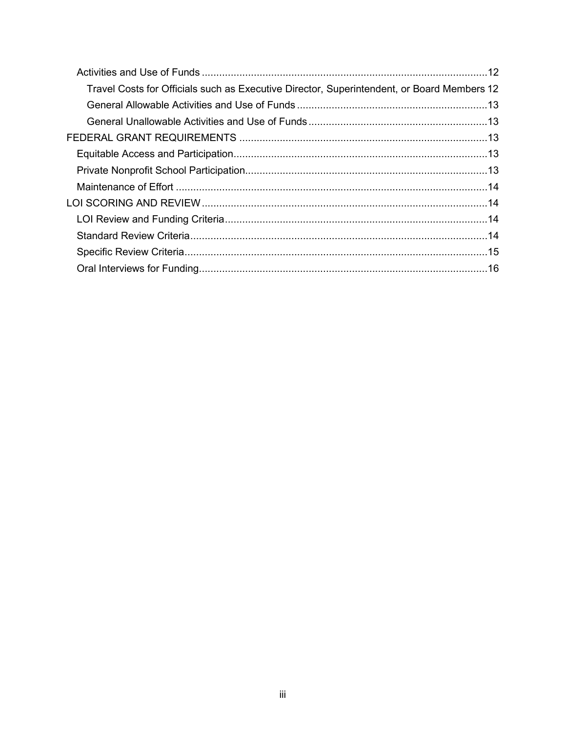- Activities and Use of Funds ....................................................................................................12
  - Travel Costs for Officials such as Executive Director, Superintendent, or Board Members 12
  - General Allowable Activities and Use of Funds ..................................................................13
  - General Unallowable Activities and Use of Funds ..............................................................13
- FEDERAL GRANT REQUIREMENTS ......................................................................................13
  - Equitable Access and Participation........................................................................................13
  - Private Nonprofit School Participation....................................................................................13
  - Maintenance of Effort ............................................................................................................14
- LOI SCORING AND REVIEW ...................................................................................................14
  - LOI Review and Funding Criteria...........................................................................................14
  - Standard Review Criteria.......................................................................................................14
  - Specific Review Criteria.........................................................................................................15
  - Oral Interviews for Funding....................................................................................................16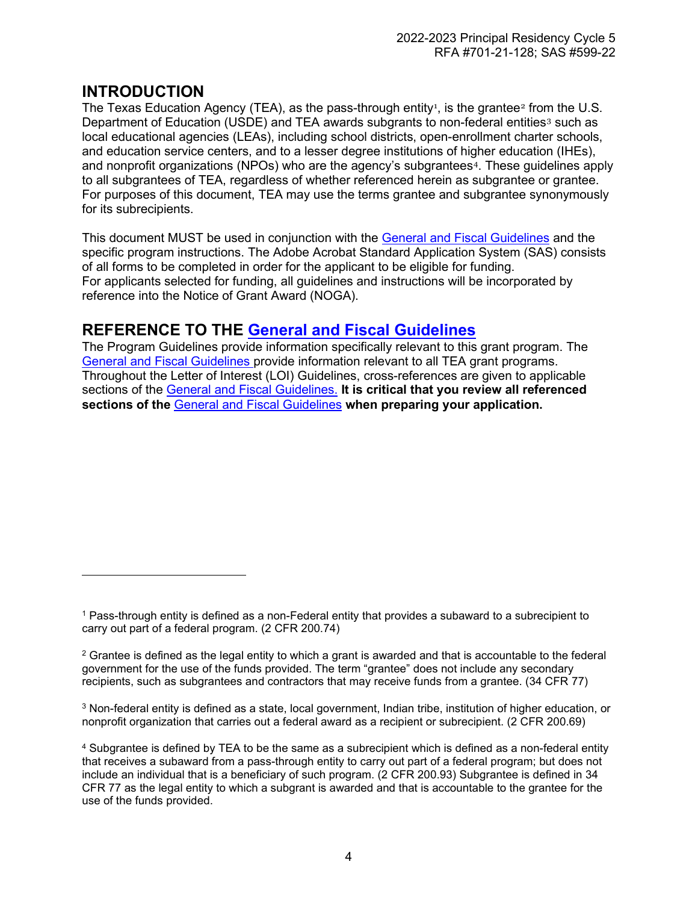## INTRODUCTION

The Texas Education Agency (TEA), as the pass-through entity[1], is the grantee[2] from the U.S. Department of Education (USDE) and TEA awards subgrants to non-federal entities[3] such as local educational agencies (LEAs), including school districts, open-enrollment charter schools, and education service centers, and to a lesser degree institutions of higher education (IHEs), and nonprofit organizations (NPOs) who are the agency's subgrantees[4]. These guidelines apply to all subgrantees of TEA, regardless of whether referenced herein as subgrantee or grantee. For purposes of this document, TEA may use the terms grantee and subgrantee synonymously for its subrecipients.

This document MUST be used in conjunction with the General and Fiscal Guidelines and the specific program instructions. The Adobe Acrobat Standard Application System (SAS) consists of all forms to be completed in order for the applicant to be eligible for funding.
For applicants selected for funding, all guidelines and instructions will be incorporated by reference into the Notice of Grant Award (NOGA).

## REFERENCE TO THE General and Fiscal Guidelines

The Program Guidelines provide information specifically relevant to this grant program. The General and Fiscal Guidelines provide information relevant to all TEA grant programs. Throughout the Letter of Interest (LOI) Guidelines, cross-references are given to applicable sections of the General and Fiscal Guidelines. **It is critical that you review all referenced sections of the General and Fiscal Guidelines when preparing your application.**

---

[1] Pass-through entity is defined as a non-Federal entity that provides a subaward to a subrecipient to carry out part of a federal program. (2 CFR 200.74)

[2] Grantee is defined as the legal entity to which a grant is awarded and that is accountable to the federal government for the use of the funds provided. The term "grantee" does not include any secondary recipients, such as subgrantees and contractors that may receive funds from a grantee. (34 CFR 77)

[3] Non-federal entity is defined as a state, local government, Indian tribe, institution of higher education, or nonprofit organization that carries out a federal award as a recipient or subrecipient. (2 CFR 200.69)

[4] Subgrantee is defined by TEA to be the same as a subrecipient which is defined as a non-federal entity that receives a subaward from a pass-through entity to carry out part of a federal program; but does not include an individual that is a beneficiary of such program. (2 CFR 200.93) Subgrantee is defined in 34 CFR 77 as the legal entity to which a subgrant is awarded and that is accountable to the grantee for the use of the funds provided.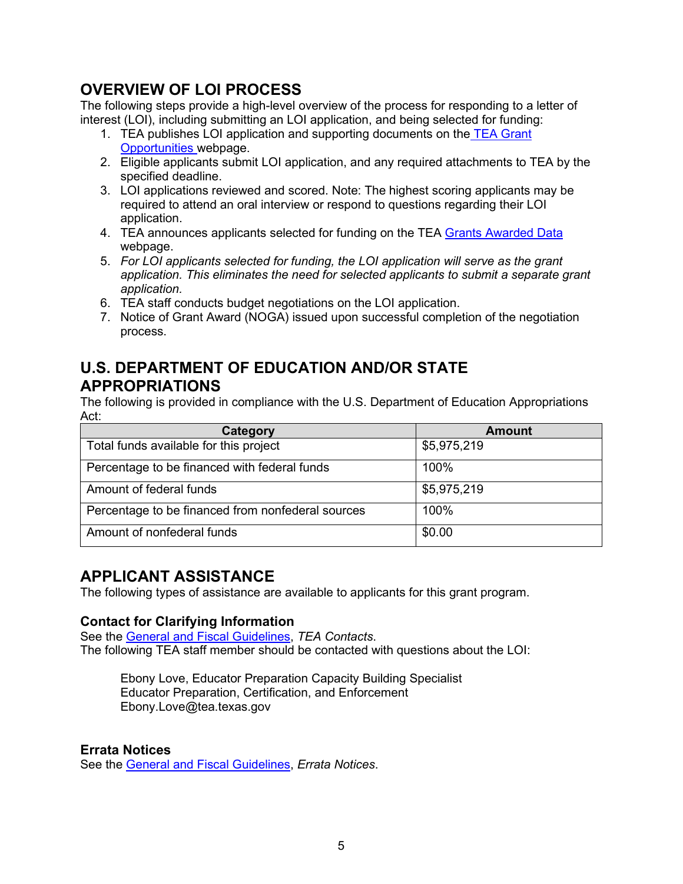## OVERVIEW OF LOI PROCESS

The following steps provide a high-level overview of the process for responding to a letter of interest (LOI), including submitting an LOI application, and being selected for funding:

1. TEA publishes LOI application and supporting documents on the [TEA Grant Opportunities](#) webpage.
2. Eligible applicants submit LOI application, and any required attachments to TEA by the specified deadline.
3. LOI applications reviewed and scored. Note: The highest scoring applicants may be required to attend an oral interview or respond to questions regarding their LOI application.
4. TEA announces applicants selected for funding on the TEA [Grants Awarded Data](#) webpage.
5. *For LOI applicants selected for funding, the LOI application will serve as the grant application. This eliminates the need for selected applicants to submit a separate grant application.*
6. TEA staff conducts budget negotiations on the LOI application.
7. Notice of Grant Award (NOGA) issued upon successful completion of the negotiation process.

## U.S. DEPARTMENT OF EDUCATION AND/OR STATE APPROPRIATIONS

The following is provided in compliance with the U.S. Department of Education Appropriations Act:

| Category | Amount |
|---|---|
| Total funds available for this project | $5,975,219 |
| Percentage to be financed with federal funds | 100% |
| Amount of federal funds | $5,975,219 |
| Percentage to be financed from nonfederal sources | 100% |
| Amount of nonfederal funds | $0.00 |

## APPLICANT ASSISTANCE

The following types of assistance are available to applicants for this grant program.

### Contact for Clarifying Information

See the [General and Fiscal Guidelines](#), *TEA Contacts*.
The following TEA staff member should be contacted with questions about the LOI:

> Ebony Love, Educator Preparation Capacity Building Specialist
> Educator Preparation, Certification, and Enforcement
> Ebony.Love@tea.texas.gov

### Errata Notices

See the [General and Fiscal Guidelines](#), *Errata Notices*.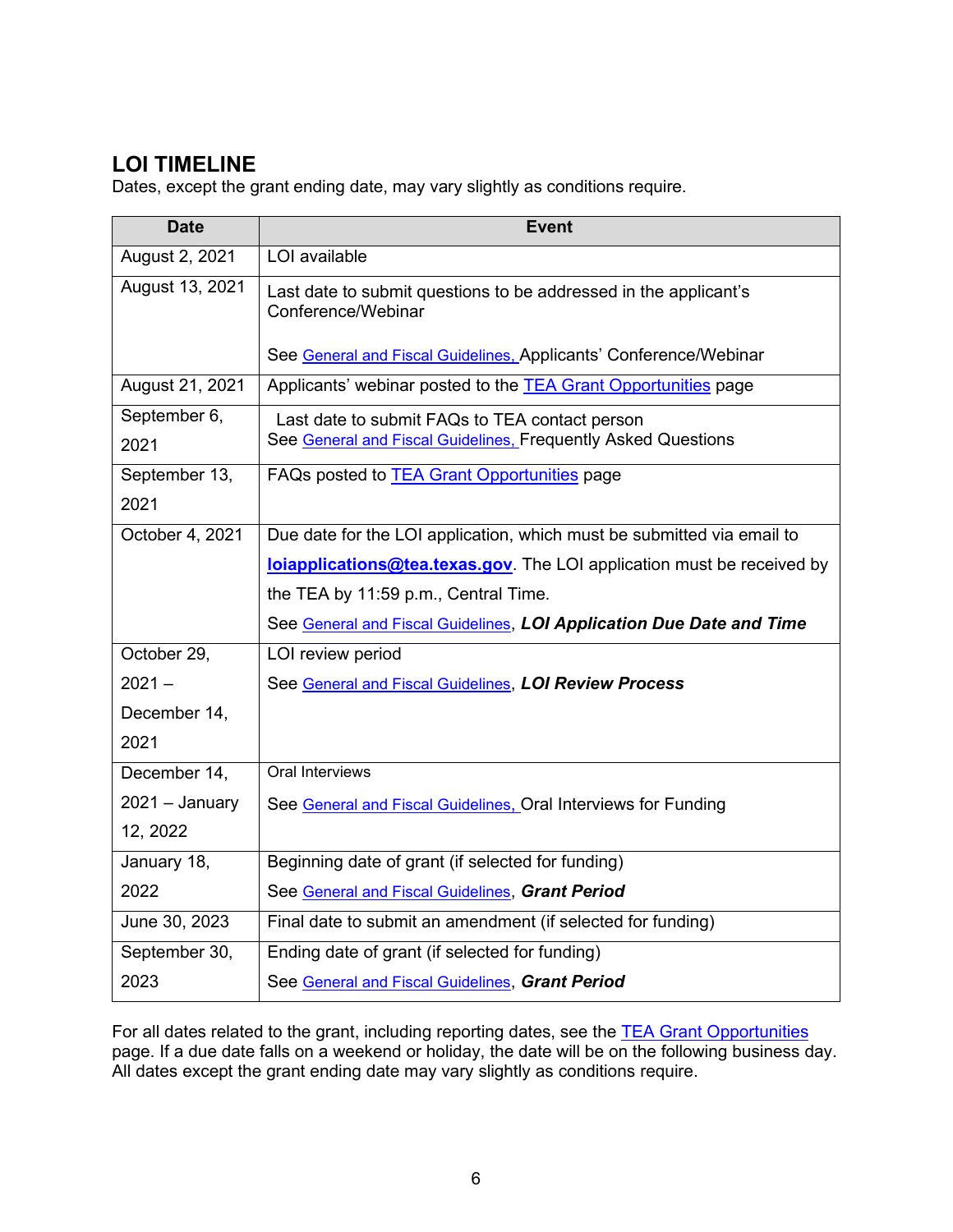## LOI TIMELINE

Dates, except the grant ending date, may vary slightly as conditions require.

| Date | Event |
|---|---|
| August 2, 2021 | LOI available |
| August 13, 2021 | Last date to submit questions to be addressed in the applicant's Conference/Webinar<br><br>See General and Fiscal Guidelines, Applicants' Conference/Webinar |
| August 21, 2021 | Applicants' webinar posted to the TEA Grant Opportunities page |
| September 6, 2021 | Last date to submit FAQs to TEA contact person<br>See General and Fiscal Guidelines, Frequently Asked Questions |
| September 13, 2021 | FAQs posted to TEA Grant Opportunities page |
| October 4, 2021 | Due date for the LOI application, which must be submitted via email to **loiapplications@tea.texas.gov**. The LOI application must be received by the TEA by 11:59 p.m., Central Time.<br>See General and Fiscal Guidelines, ***LOI Application Due Date and Time*** |
| October 29, 2021 – December 14, 2021 | LOI review period<br>See General and Fiscal Guidelines, ***LOI Review Process*** |
| December 14, 2021 – January 12, 2022 | Oral Interviews<br>See General and Fiscal Guidelines, Oral Interviews for Funding |
| January 18, 2022 | Beginning date of grant (if selected for funding)<br>See General and Fiscal Guidelines, ***Grant Period*** |
| June 30, 2023 | Final date to submit an amendment (if selected for funding) |
| September 30, 2023 | Ending date of grant (if selected for funding)<br>See General and Fiscal Guidelines, ***Grant Period*** |

For all dates related to the grant, including reporting dates, see the TEA Grant Opportunities page. If a due date falls on a weekend or holiday, the date will be on the following business day. All dates except the grant ending date may vary slightly as conditions require.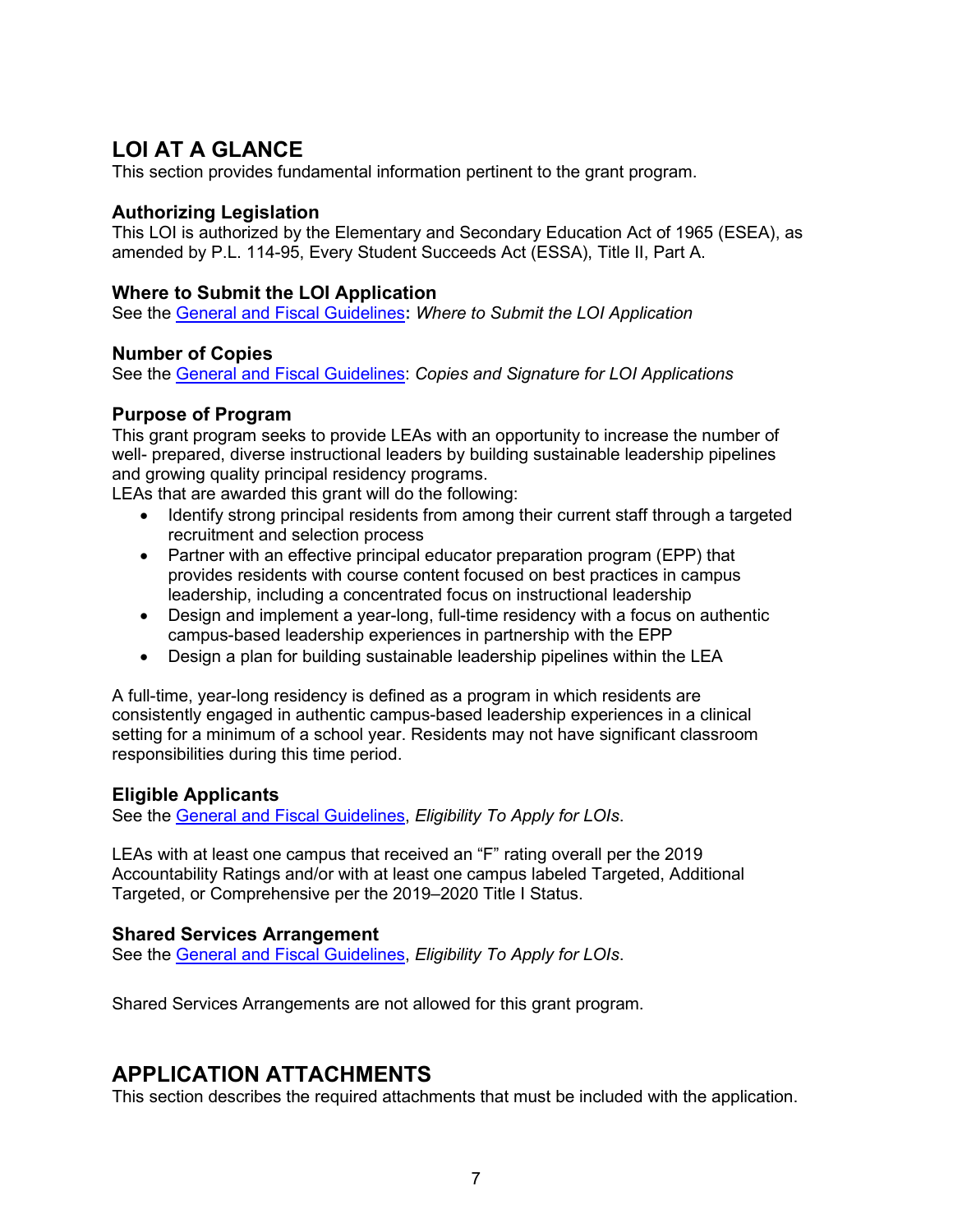## LOI AT A GLANCE

This section provides fundamental information pertinent to the grant program.

### Authorizing Legislation

This LOI is authorized by the Elementary and Secondary Education Act of 1965 (ESEA), as amended by P.L. 114-95, Every Student Succeeds Act (ESSA), Title II, Part A.

### Where to Submit the LOI Application

See the General and Fiscal Guidelines**:** *Where to Submit the LOI Application*

### Number of Copies

See the General and Fiscal Guidelines: *Copies and Signature for LOI Applications*

### Purpose of Program

This grant program seeks to provide LEAs with an opportunity to increase the number of well- prepared, diverse instructional leaders by building sustainable leadership pipelines and growing quality principal residency programs.

LEAs that are awarded this grant will do the following:

- Identify strong principal residents from among their current staff through a targeted recruitment and selection process
- Partner with an effective principal educator preparation program (EPP) that provides residents with course content focused on best practices in campus leadership, including a concentrated focus on instructional leadership
- Design and implement a year-long, full-time residency with a focus on authentic campus-based leadership experiences in partnership with the EPP
- Design a plan for building sustainable leadership pipelines within the LEA

A full-time, year-long residency is defined as a program in which residents are consistently engaged in authentic campus-based leadership experiences in a clinical setting for a minimum of a school year. Residents may not have significant classroom responsibilities during this time period.

### Eligible Applicants

See the General and Fiscal Guidelines, *Eligibility To Apply for LOIs*.

LEAs with at least one campus that received an "F" rating overall per the 2019 Accountability Ratings and/or with at least one campus labeled Targeted, Additional Targeted, or Comprehensive per the 2019–2020 Title I Status.

### Shared Services Arrangement

See the General and Fiscal Guidelines, *Eligibility To Apply for LOIs*.

Shared Services Arrangements are not allowed for this grant program.

## APPLICATION ATTACHMENTS

This section describes the required attachments that must be included with the application.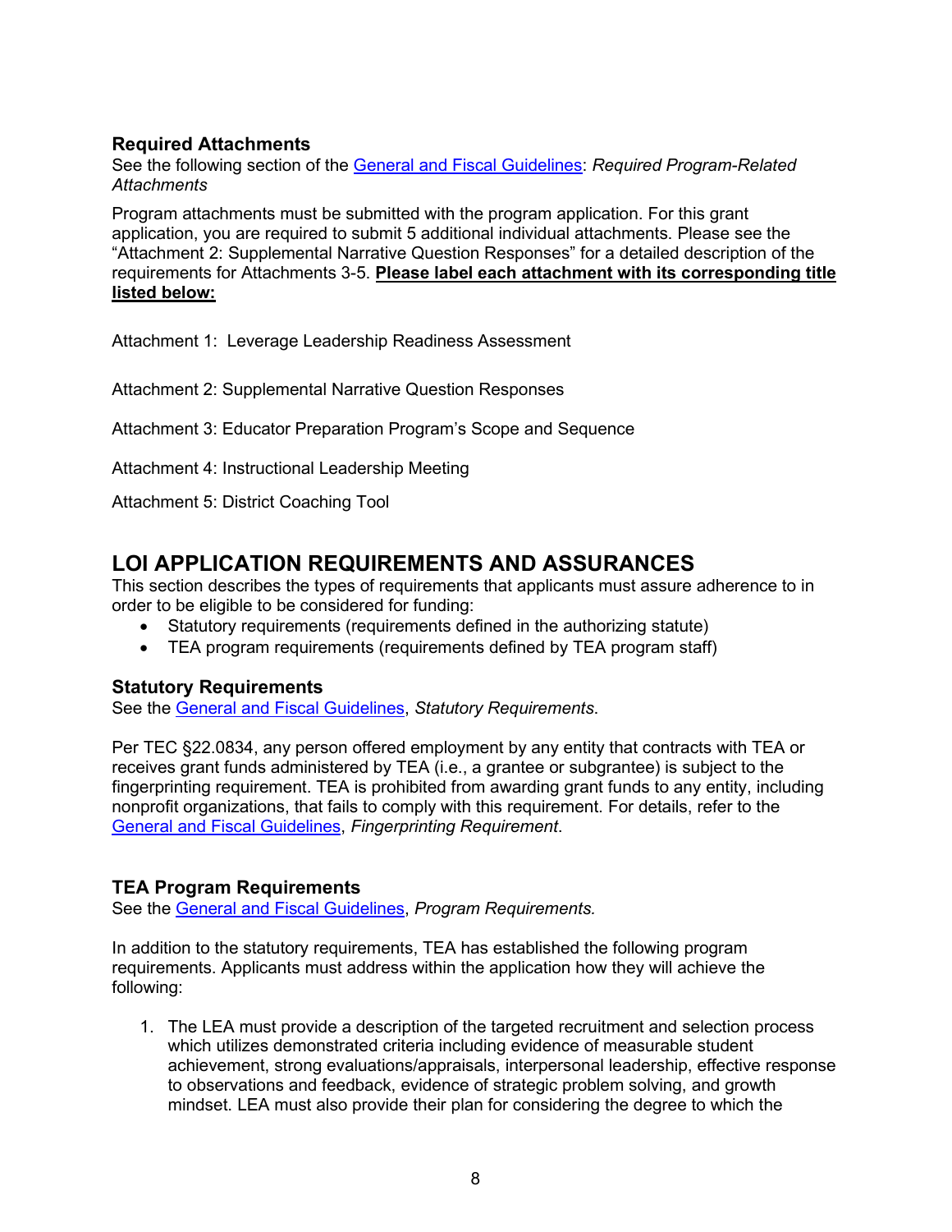### Required Attachments

See the following section of the [General and Fiscal Guidelines](): *Required Program-Related Attachments*

Program attachments must be submitted with the program application. For this grant application, you are required to submit 5 additional individual attachments. Please see the "Attachment 2: Supplemental Narrative Question Responses" for a detailed description of the requirements for Attachments 3-5. **Please label each attachment with its corresponding title listed below:**

Attachment 1: Leverage Leadership Readiness Assessment

Attachment 2: Supplemental Narrative Question Responses

Attachment 3: Educator Preparation Program's Scope and Sequence

Attachment 4: Instructional Leadership Meeting

Attachment 5: District Coaching Tool

## LOI APPLICATION REQUIREMENTS AND ASSURANCES

This section describes the types of requirements that applicants must assure adherence to in order to be eligible to be considered for funding:

- Statutory requirements (requirements defined in the authorizing statute)
- TEA program requirements (requirements defined by TEA program staff)

### Statutory Requirements

See the [General and Fiscal Guidelines](), *Statutory Requirements*.

Per TEC §22.0834, any person offered employment by any entity that contracts with TEA or receives grant funds administered by TEA (i.e., a grantee or subgrantee) is subject to the fingerprinting requirement. TEA is prohibited from awarding grant funds to any entity, including nonprofit organizations, that fails to comply with this requirement. For details, refer to the [General and Fiscal Guidelines](), *Fingerprinting Requirement*.

### TEA Program Requirements

See the [General and Fiscal Guidelines](), *Program Requirements.*

In addition to the statutory requirements, TEA has established the following program requirements. Applicants must address within the application how they will achieve the following:

1. The LEA must provide a description of the targeted recruitment and selection process which utilizes demonstrated criteria including evidence of measurable student achievement, strong evaluations/appraisals, interpersonal leadership, effective response to observations and feedback, evidence of strategic problem solving, and growth mindset. LEA must also provide their plan for considering the degree to which the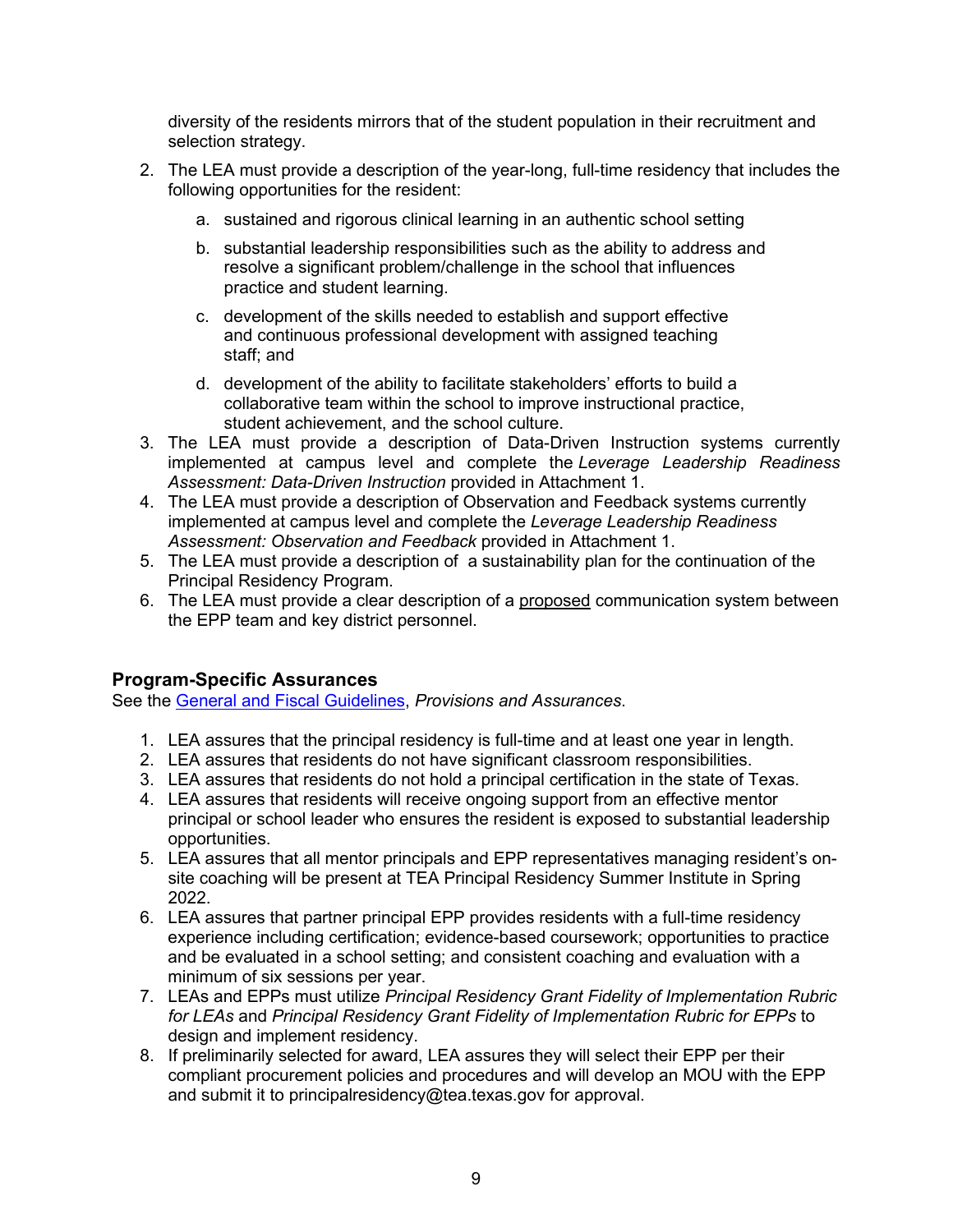diversity of the residents mirrors that of the student population in their recruitment and selection strategy.

2. The LEA must provide a description of the year-long, full-time residency that includes the following opportunities for the resident:
   a. sustained and rigorous clinical learning in an authentic school setting
   b. substantial leadership responsibilities such as the ability to address and resolve a significant problem/challenge in the school that influences practice and student learning.
   c. development of the skills needed to establish and support effective and continuous professional development with assigned teaching staff; and
   d. development of the ability to facilitate stakeholders' efforts to build a collaborative team within the school to improve instructional practice, student achievement, and the school culture.
3. The LEA must provide a description of Data-Driven Instruction systems currently implemented at campus level and complete the *Leverage Leadership Readiness Assessment: Data-Driven Instruction* provided in Attachment 1.
4. The LEA must provide a description of Observation and Feedback systems currently implemented at campus level and complete the *Leverage Leadership Readiness Assessment: Observation and Feedback* provided in Attachment 1.
5. The LEA must provide a description of a sustainability plan for the continuation of the Principal Residency Program.
6. The LEA must provide a clear description of a <u>proposed</u> communication system between the EPP team and key district personnel.

## Program-Specific Assurances

See the [General and Fiscal Guidelines](), *Provisions and Assurances*.

1. LEA assures that the principal residency is full-time and at least one year in length.
2. LEA assures that residents do not have significant classroom responsibilities.
3. LEA assures that residents do not hold a principal certification in the state of Texas.
4. LEA assures that residents will receive ongoing support from an effective mentor principal or school leader who ensures the resident is exposed to substantial leadership opportunities.
5. LEA assures that all mentor principals and EPP representatives managing resident's on-site coaching will be present at TEA Principal Residency Summer Institute in Spring 2022.
6. LEA assures that partner principal EPP provides residents with a full-time residency experience including certification; evidence-based coursework; opportunities to practice and be evaluated in a school setting; and consistent coaching and evaluation with a minimum of six sessions per year.
7. LEAs and EPPs must utilize *Principal Residency Grant Fidelity of Implementation Rubric for LEAs* and *Principal Residency Grant Fidelity of Implementation Rubric for EPPs* to design and implement residency.
8. If preliminarily selected for award, LEA assures they will select their EPP per their compliant procurement policies and procedures and will develop an MOU with the EPP and submit it to principalresidency@tea.texas.gov for approval.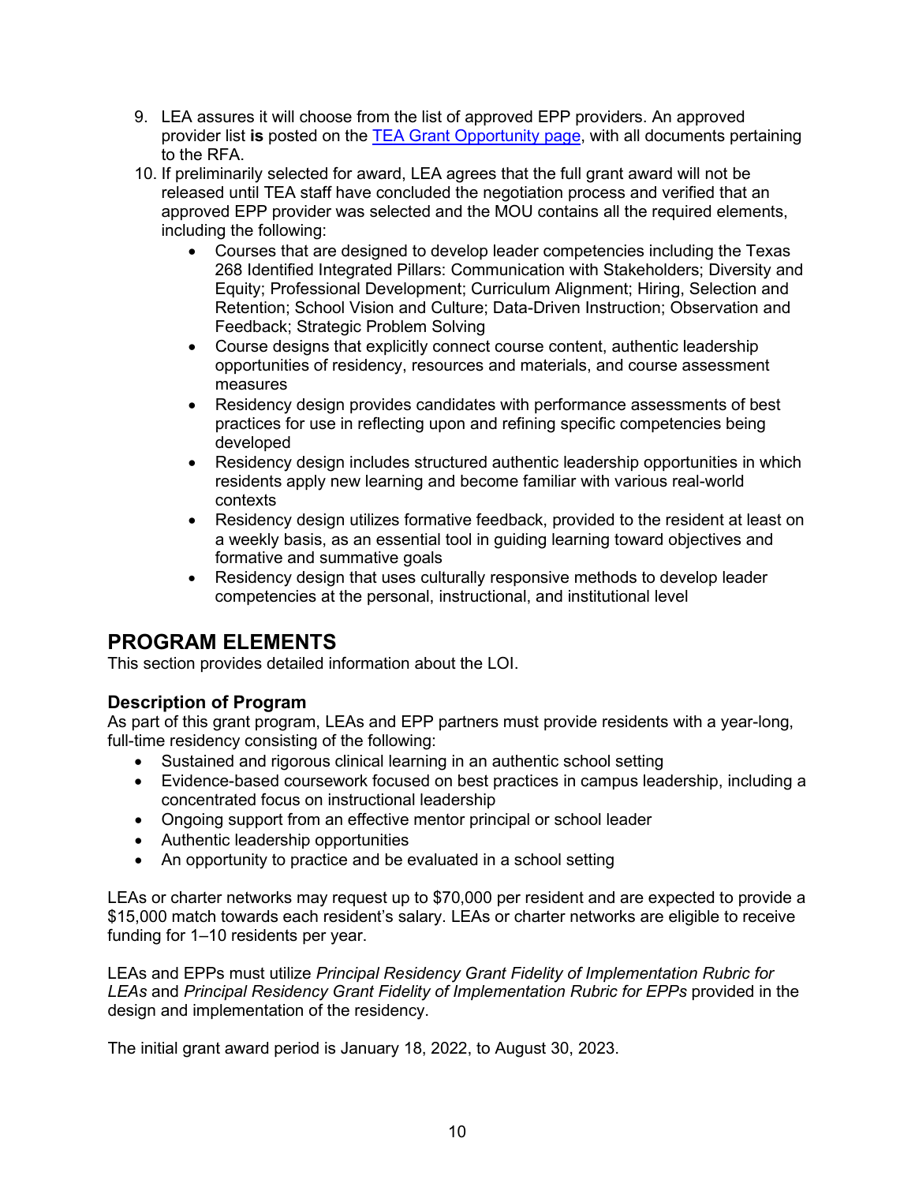9. LEA assures it will choose from the list of approved EPP providers. An approved provider list **is** posted on the [TEA Grant Opportunity page](), with all documents pertaining to the RFA.
10. If preliminarily selected for award, LEA agrees that the full grant award will not be released until TEA staff have concluded the negotiation process and verified that an approved EPP provider was selected and the MOU contains all the required elements, including the following:
    - Courses that are designed to develop leader competencies including the Texas 268 Identified Integrated Pillars: Communication with Stakeholders; Diversity and Equity; Professional Development; Curriculum Alignment; Hiring, Selection and Retention; School Vision and Culture; Data-Driven Instruction; Observation and Feedback; Strategic Problem Solving
    - Course designs that explicitly connect course content, authentic leadership opportunities of residency, resources and materials, and course assessment measures
    - Residency design provides candidates with performance assessments of best practices for use in reflecting upon and refining specific competencies being developed
    - Residency design includes structured authentic leadership opportunities in which residents apply new learning and become familiar with various real-world contexts
    - Residency design utilizes formative feedback, provided to the resident at least on a weekly basis, as an essential tool in guiding learning toward objectives and formative and summative goals
    - Residency design that uses culturally responsive methods to develop leader competencies at the personal, instructional, and institutional level

## PROGRAM ELEMENTS

This section provides detailed information about the LOI.

### Description of Program

As part of this grant program, LEAs and EPP partners must provide residents with a year-long, full-time residency consisting of the following:

- Sustained and rigorous clinical learning in an authentic school setting
- Evidence-based coursework focused on best practices in campus leadership, including a concentrated focus on instructional leadership
- Ongoing support from an effective mentor principal or school leader
- Authentic leadership opportunities
- An opportunity to practice and be evaluated in a school setting

LEAs or charter networks may request up to $70,000 per resident and are expected to provide a $15,000 match towards each resident's salary. LEAs or charter networks are eligible to receive funding for 1–10 residents per year.

LEAs and EPPs must utilize *Principal Residency Grant Fidelity of Implementation Rubric for LEAs* and *Principal Residency Grant Fidelity of Implementation Rubric for EPPs* provided in the design and implementation of the residency.

The initial grant award period is January 18, 2022, to August 30, 2023.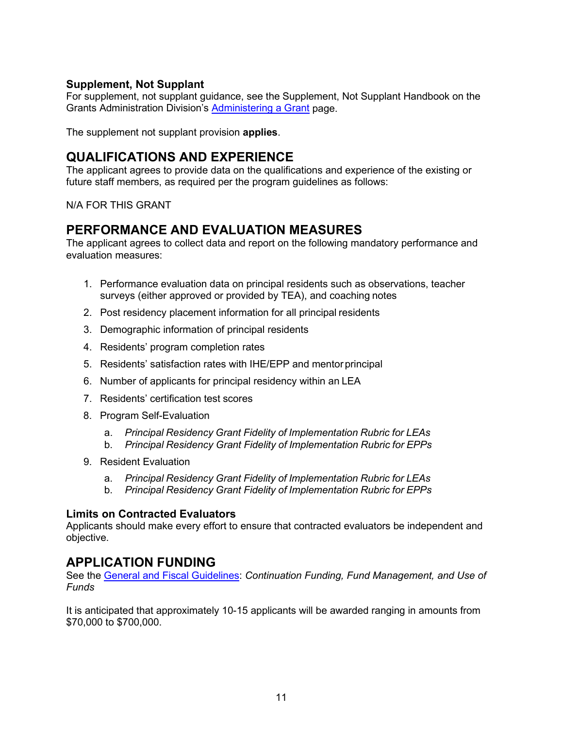### Supplement, Not Supplant

For supplement, not supplant guidance, see the Supplement, Not Supplant Handbook on the Grants Administration Division's [Administering a Grant](#) page.

The supplement not supplant provision **applies**.

## QUALIFICATIONS AND EXPERIENCE

The applicant agrees to provide data on the qualifications and experience of the existing or future staff members, as required per the program guidelines as follows:

N/A FOR THIS GRANT

## PERFORMANCE AND EVALUATION MEASURES

The applicant agrees to collect data and report on the following mandatory performance and evaluation measures:

1. Performance evaluation data on principal residents such as observations, teacher surveys (either approved or provided by TEA), and coaching notes
2. Post residency placement information for all principal residents
3. Demographic information of principal residents
4. Residents' program completion rates
5. Residents' satisfaction rates with IHE/EPP and mentor principal
6. Number of applicants for principal residency within an LEA
7. Residents' certification test scores
8. Program Self-Evaluation
    a. *Principal Residency Grant Fidelity of Implementation Rubric for LEAs*
    b. *Principal Residency Grant Fidelity of Implementation Rubric for EPPs*
9. Resident Evaluation
    a. *Principal Residency Grant Fidelity of Implementation Rubric for LEAs*
    b. *Principal Residency Grant Fidelity of Implementation Rubric for EPPs*

### Limits on Contracted Evaluators

Applicants should make every effort to ensure that contracted evaluators be independent and objective.

## APPLICATION FUNDING

See the [General and Fiscal Guidelines](#): *Continuation Funding, Fund Management, and Use of Funds*

It is anticipated that approximately 10-15 applicants will be awarded ranging in amounts from $70,000 to $700,000.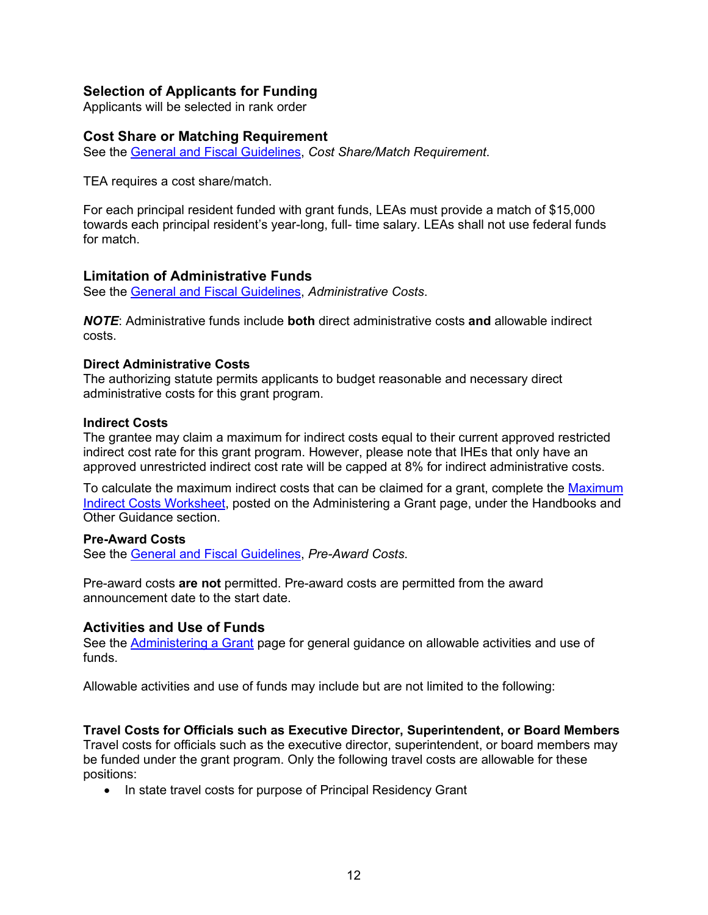## Selection of Applicants for Funding

Applicants will be selected in rank order

## Cost Share or Matching Requirement

See the General and Fiscal Guidelines, *Cost Share/Match Requirement*.

TEA requires a cost share/match.

For each principal resident funded with grant funds, LEAs must provide a match of $15,000 towards each principal resident's year-long, full- time salary. LEAs shall not use federal funds for match.

## Limitation of Administrative Funds

See the General and Fiscal Guidelines, *Administrative Costs*.

***NOTE***: Administrative funds include **both** direct administrative costs **and** allowable indirect costs.

### Direct Administrative Costs

The authorizing statute permits applicants to budget reasonable and necessary direct administrative costs for this grant program.

### Indirect Costs

The grantee may claim a maximum for indirect costs equal to their current approved restricted indirect cost rate for this grant program. However, please note that IHEs that only have an approved unrestricted indirect cost rate will be capped at 8% for indirect administrative costs.

To calculate the maximum indirect costs that can be claimed for a grant, complete the Maximum Indirect Costs Worksheet, posted on the Administering a Grant page, under the Handbooks and Other Guidance section.

### Pre-Award Costs

See the General and Fiscal Guidelines, *Pre-Award Costs*.

Pre-award costs **are not** permitted. Pre-award costs are permitted from the award announcement date to the start date.

## Activities and Use of Funds

See the Administering a Grant page for general guidance on allowable activities and use of funds.

Allowable activities and use of funds may include but are not limited to the following:

### Travel Costs for Officials such as Executive Director, Superintendent, or Board Members

Travel costs for officials such as the executive director, superintendent, or board members may be funded under the grant program. Only the following travel costs are allowable for these positions:

- In state travel costs for purpose of Principal Residency Grant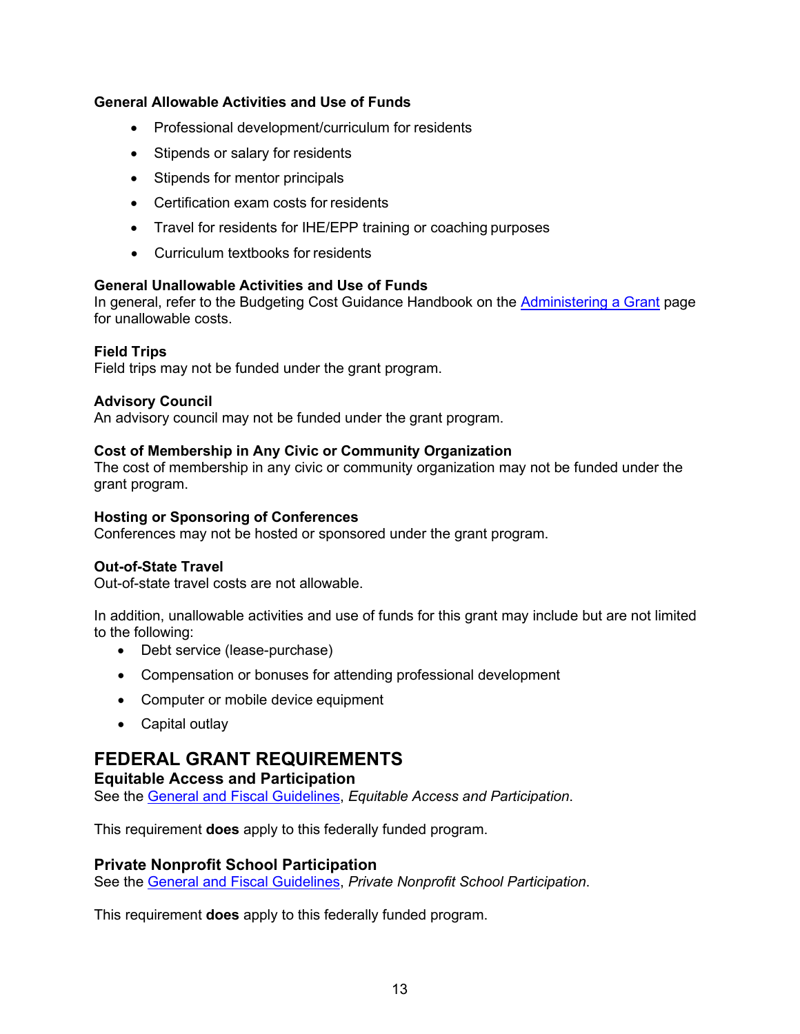### General Allowable Activities and Use of Funds

- Professional development/curriculum for residents
- Stipends or salary for residents
- Stipends for mentor principals
- Certification exam costs for residents
- Travel for residents for IHE/EPP training or coaching purposes
- Curriculum textbooks for residents

### General Unallowable Activities and Use of Funds

In general, refer to the Budgeting Cost Guidance Handbook on the [Administering a Grant] page for unallowable costs.

#### Field Trips

Field trips may not be funded under the grant program.

#### Advisory Council

An advisory council may not be funded under the grant program.

#### Cost of Membership in Any Civic or Community Organization

The cost of membership in any civic or community organization may not be funded under the grant program.

#### Hosting or Sponsoring of Conferences

Conferences may not be hosted or sponsored under the grant program.

#### Out-of-State Travel

Out-of-state travel costs are not allowable.

In addition, unallowable activities and use of funds for this grant may include but are not limited to the following:

- Debt service (lease-purchase)
- Compensation or bonuses for attending professional development
- Computer or mobile device equipment
- Capital outlay

## FEDERAL GRANT REQUIREMENTS

### Equitable Access and Participation

See the General and Fiscal Guidelines, *Equitable Access and Participation*.

This requirement **does** apply to this federally funded program.

### Private Nonprofit School Participation

See the General and Fiscal Guidelines, *Private Nonprofit School Participation*.

This requirement **does** apply to this federally funded program.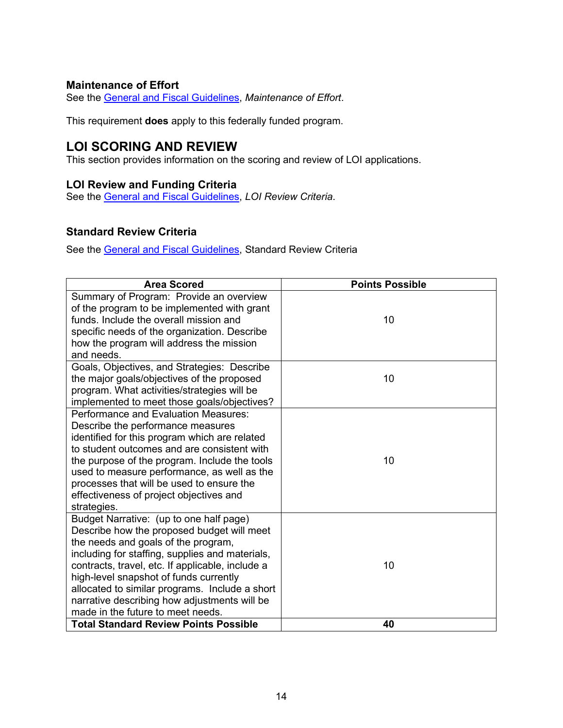### Maintenance of Effort

See the General and Fiscal Guidelines, *Maintenance of Effort*.

This requirement **does** apply to this federally funded program.

## LOI SCORING AND REVIEW

This section provides information on the scoring and review of LOI applications.

### LOI Review and Funding Criteria

See the General and Fiscal Guidelines, *LOI Review Criteria*.

### Standard Review Criteria

See the General and Fiscal Guidelines, Standard Review Criteria

| Area Scored | Points Possible |
|---|---|
| Summary of Program: Provide an overview of the program to be implemented with grant funds. Include the overall mission and specific needs of the organization. Describe how the program will address the mission and needs. | 10 |
| Goals, Objectives, and Strategies: Describe the major goals/objectives of the proposed program. What activities/strategies will be implemented to meet those goals/objectives? | 10 |
| Performance and Evaluation Measures: Describe the performance measures identified for this program which are related to student outcomes and are consistent with the purpose of the program. Include the tools used to measure performance, as well as the processes that will be used to ensure the effectiveness of project objectives and strategies. | 10 |
| Budget Narrative: (up to one half page) Describe how the proposed budget will meet the needs and goals of the program, including for staffing, supplies and materials, contracts, travel, etc. If applicable, include a high-level snapshot of funds currently allocated to similar programs. Include a short narrative describing how adjustments will be made in the future to meet needs. | 10 |
| **Total Standard Review Points Possible** | **40** |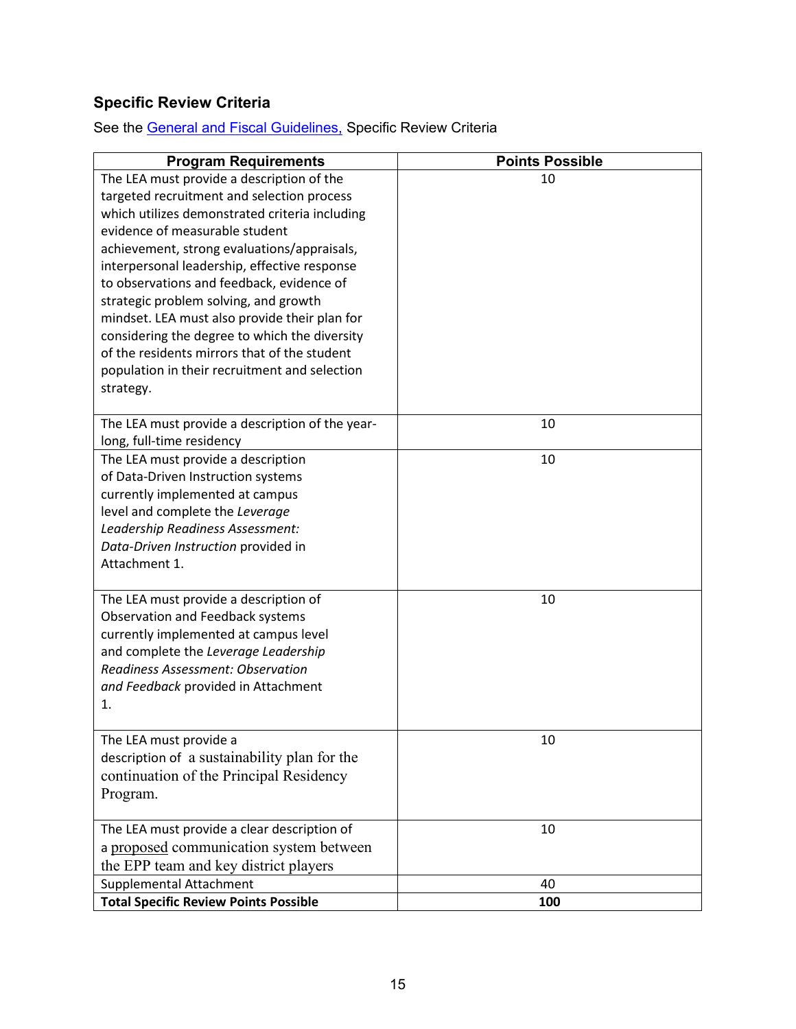### Specific Review Criteria

See the General and Fiscal Guidelines, Specific Review Criteria

| Program Requirements | Points Possible |
|---|---|
| The LEA must provide a description of the targeted recruitment and selection process which utilizes demonstrated criteria including evidence of measurable student achievement, strong evaluations/appraisals, interpersonal leadership, effective response to observations and feedback, evidence of strategic problem solving, and growth mindset. LEA must also provide their plan for considering the degree to which the diversity of the residents mirrors that of the student population in their recruitment and selection strategy. | 10 |
| The LEA must provide a description of the year-long, full-time residency | 10 |
| The LEA must provide a description of Data-Driven Instruction systems currently implemented at campus level and complete the *Leverage Leadership Readiness Assessment: Data-Driven Instruction* provided in Attachment 1. | 10 |
| The LEA must provide a description of Observation and Feedback systems currently implemented at campus level and complete the *Leverage Leadership Readiness Assessment: Observation and Feedback* provided in Attachment 1. | 10 |
| The LEA must provide a description of a sustainability plan for the continuation of the Principal Residency Program. | 10 |
| The LEA must provide a clear description of a proposed communication system between the EPP team and key district players | 10 |
| Supplemental Attachment | 40 |
| **Total Specific Review Points Possible** | **100** |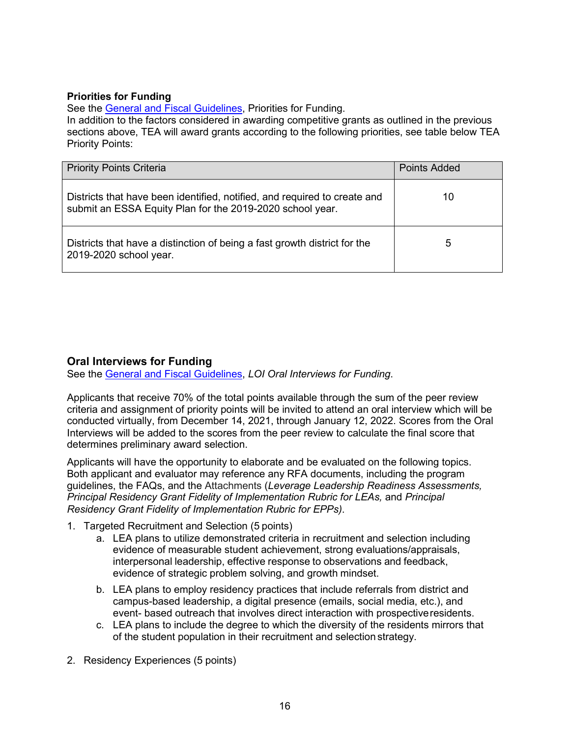**Priorities for Funding**

See the General and Fiscal Guidelines, Priorities for Funding.

In addition to the factors considered in awarding competitive grants as outlined in the previous sections above, TEA will award grants according to the following priorities, see table below TEA Priority Points:

| Priority Points Criteria | Points Added |
|---|---|
| Districts that have been identified, notified, and required to create and submit an ESSA Equity Plan for the 2019-2020 school year. | 10 |
| Districts that have a distinction of being a fast growth district for the 2019-2020 school year. | 5 |

## Oral Interviews for Funding

See the General and Fiscal Guidelines, *LOI Oral Interviews for Funding*.

Applicants that receive 70% of the total points available through the sum of the peer review criteria and assignment of priority points will be invited to attend an oral interview which will be conducted virtually, from December 14, 2021, through January 12, 2022. Scores from the Oral Interviews will be added to the scores from the peer review to calculate the final score that determines preliminary award selection.

Applicants will have the opportunity to elaborate and be evaluated on the following topics. Both applicant and evaluator may reference any RFA documents, including the program guidelines, the FAQs, and the Attachments (*Leverage Leadership Readiness Assessments, Principal Residency Grant Fidelity of Implementation Rubric for LEAs,* and *Principal Residency Grant Fidelity of Implementation Rubric for EPPs)*.

1. Targeted Recruitment and Selection (5 points)
    a. LEA plans to utilize demonstrated criteria in recruitment and selection including evidence of measurable student achievement, strong evaluations/appraisals, interpersonal leadership, effective response to observations and feedback, evidence of strategic problem solving, and growth mindset.
    b. LEA plans to employ residency practices that include referrals from district and campus-based leadership, a digital presence (emails, social media, etc.), and event- based outreach that involves direct interaction with prospective residents.
    c. LEA plans to include the degree to which the diversity of the residents mirrors that of the student population in their recruitment and selection strategy.

2. Residency Experiences (5 points)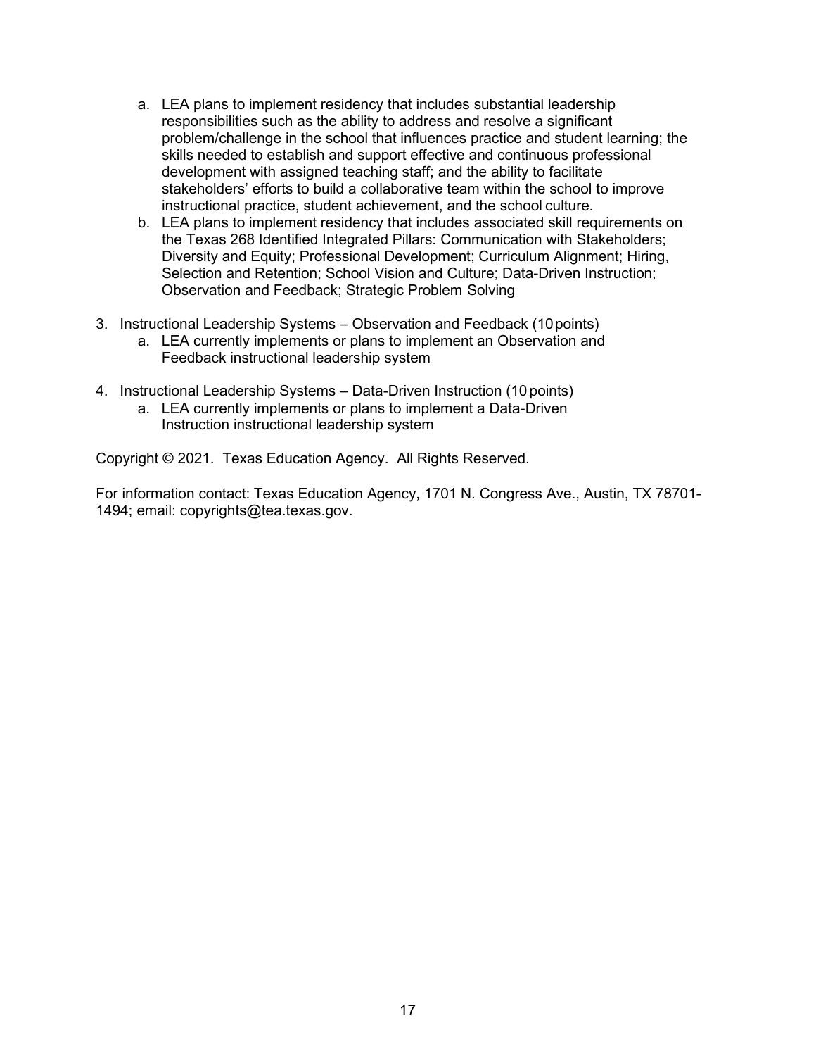a. LEA plans to implement residency that includes substantial leadership responsibilities such as the ability to address and resolve a significant problem/challenge in the school that influences practice and student learning; the skills needed to establish and support effective and continuous professional development with assigned teaching staff; and the ability to facilitate stakeholders' efforts to build a collaborative team within the school to improve instructional practice, student achievement, and the school culture.
   b. LEA plans to implement residency that includes associated skill requirements on the Texas 268 Identified Integrated Pillars: Communication with Stakeholders; Diversity and Equity; Professional Development; Curriculum Alignment; Hiring, Selection and Retention; School Vision and Culture; Data-Driven Instruction; Observation and Feedback; Strategic Problem Solving

3. Instructional Leadership Systems – Observation and Feedback (10 points)
   a. LEA currently implements or plans to implement an Observation and Feedback instructional leadership system

4. Instructional Leadership Systems – Data-Driven Instruction (10 points)
   a. LEA currently implements or plans to implement a Data-Driven Instruction instructional leadership system

Copyright © 2021. Texas Education Agency. All Rights Reserved.

For information contact: Texas Education Agency, 1701 N. Congress Ave., Austin, TX 78701-1494; email: copyrights@tea.texas.gov.